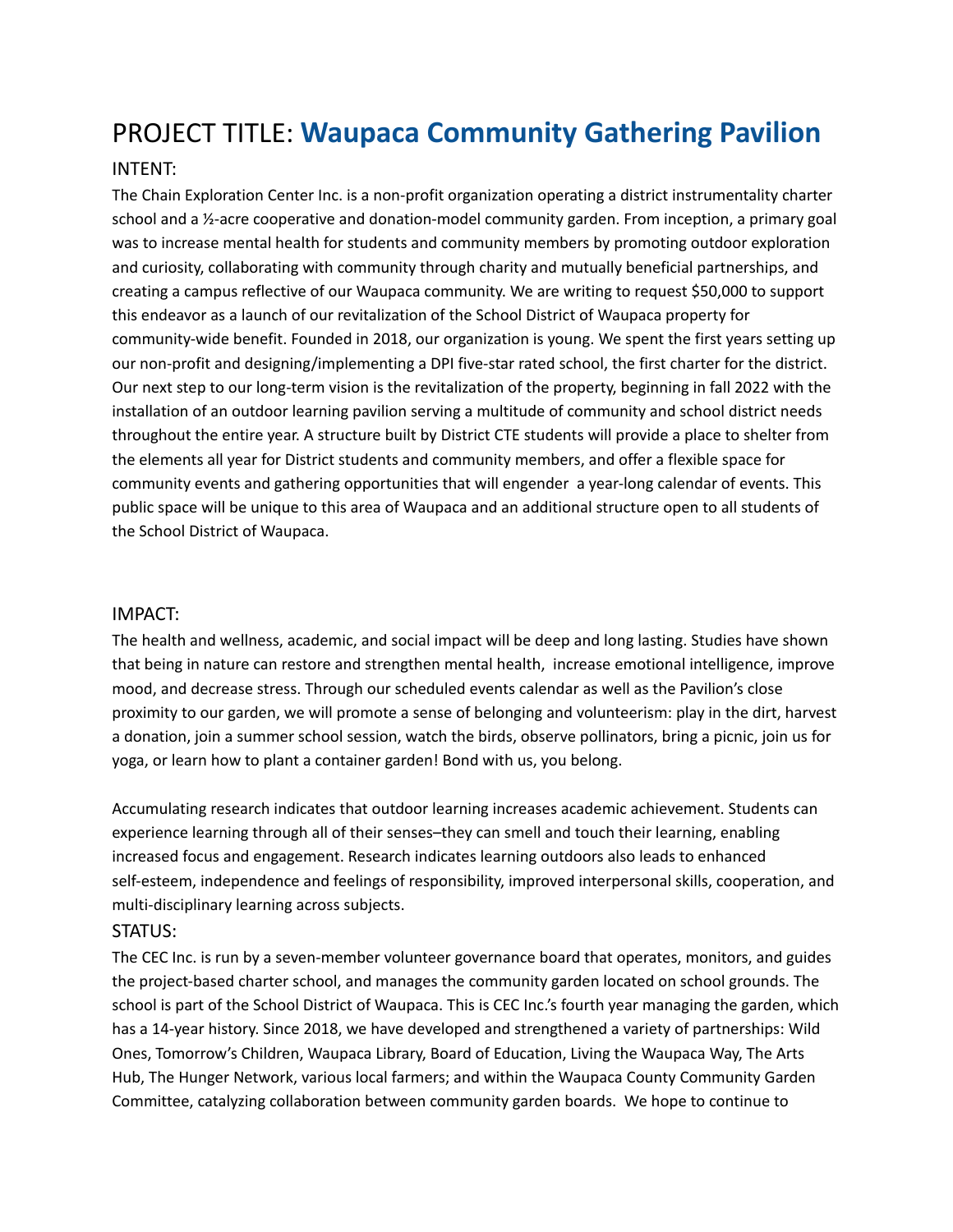# PROJECT TITLE: **Waupaca Community Gathering Pavilion**

## INTENT:

The Chain Exploration Center Inc. is a non-profit organization operating a district instrumentality charter school and a ½-acre cooperative and donation-model community garden. From inception, a primary goal was to increase mental health for students and community members by promoting outdoor exploration and curiosity, collaborating with community through charity and mutually beneficial partnerships, and creating a campus reflective of our Waupaca community. We are writing to request $50,000 to support this endeavor as a launch of our revitalization of the School District of Waupaca property for community-wide benefit. Founded in 2018, our organization is young. We spent the first years setting up our non-profit and designing/implementing a DPI five-star rated school, the first charter for the district. Our next step to our long-term vision is the revitalization of the property, beginning in fall 2022 with the installation of an outdoor learning pavilion serving a multitude of community and school district needs throughout the entire year. A structure built by District CTE students will provide a place to shelter from the elements all year for District students and community members, and offer a flexible space for community events and gathering opportunities that will engender a year-long calendar of events. This public space will be unique to this area of Waupaca and an additional structure open to all students of the School District of Waupaca.

## IMPACT:

The health and wellness, academic, and social impact will be deep and long lasting. Studies have shown that being in nature can restore and strengthen mental health, increase emotional intelligence, improve mood, and decrease stress. Through our scheduled events calendar as well as the Pavilion's close proximity to our garden, we will promote a sense of belonging and volunteerism: play in the dirt, harvest a donation, join a summer school session, watch the birds, observe pollinators, bring a picnic, join us for yoga, or learn how to plant a container garden! Bond with us, you belong.

Accumulating research indicates that outdoor learning increases academic achievement. Students can experience learning through all of their senses–they can smell and touch their learning, enabling increased focus and engagement. Research indicates learning outdoors also leads to enhanced self-esteem, independence and feelings of responsibility, improved interpersonal skills, cooperation, and multi-disciplinary learning across subjects.

## STATUS:

The CEC Inc. is run by a seven-member volunteer governance board that operates, monitors, and guides the project-based charter school, and manages the community garden located on school grounds. The school is part of the School District of Waupaca. This is CEC Inc.'s fourth year managing the garden, which has a 14-year history. Since 2018, we have developed and strengthened a variety of partnerships: Wild Ones, Tomorrow's Children, Waupaca Library, Board of Education, Living the Waupaca Way, The Arts Hub, The Hunger Network, various local farmers; and within the Waupaca County Community Garden Committee, catalyzing collaboration between community garden boards. We hope to continue to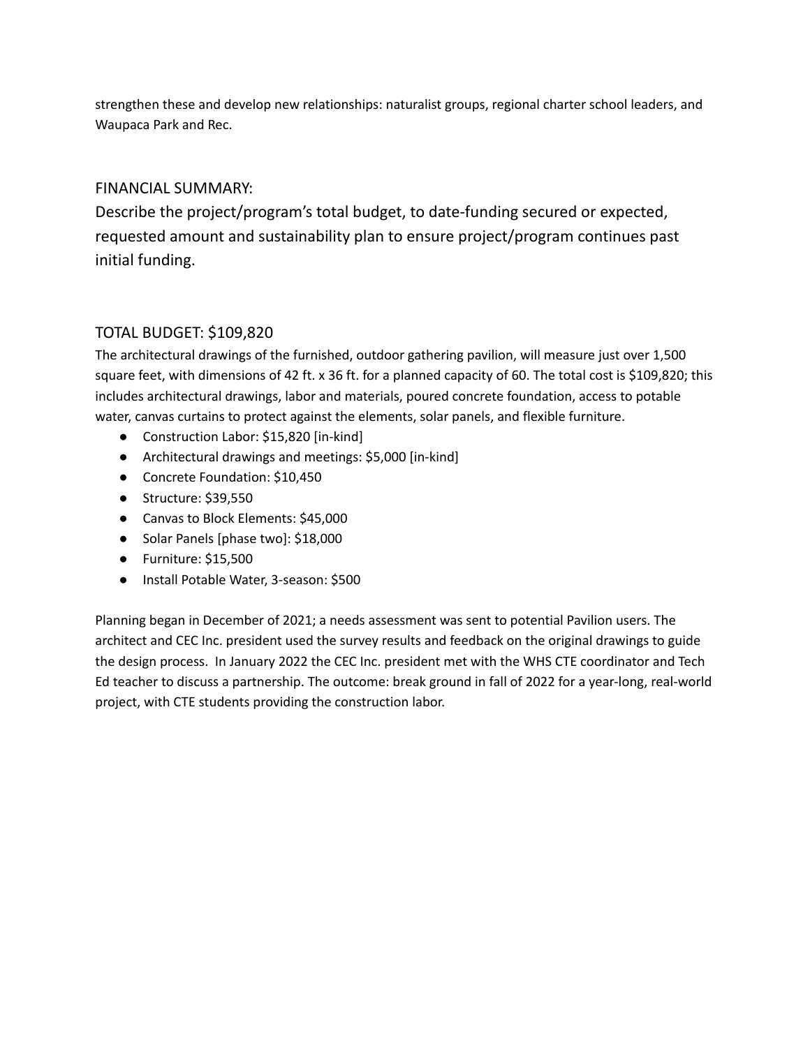strengthen these and develop new relationships: naturalist groups, regional charter school leaders, and Waupaca Park and Rec.

## FINANCIAL SUMMARY:

Describe the project/program's total budget, to date-funding secured or expected, requested amount and sustainability plan to ensure project/program continues past initial funding.

## TOTAL BUDGET: $109,820

The architectural drawings of the furnished, outdoor gathering pavilion, will measure just over 1,500 square feet, with dimensions of 42 ft. x 36 ft. for a planned capacity of 60. The total cost is $109,820; this includes architectural drawings, labor and materials, poured concrete foundation, access to potable water, canvas curtains to protect against the elements, solar panels, and flexible furniture.

- Construction Labor: $15,820 [in-kind]
- Architectural drawings and meetings: $5,000 [in-kind]
- Concrete Foundation: $10,450
- Structure: $39,550
- Canvas to Block Elements: $45,000
- Solar Panels [phase two]: $18,000
- Furniture: $15,500
- Install Potable Water, 3-season: $500

Planning began in December of 2021; a needs assessment was sent to potential Pavilion users. The architect and CEC Inc. president used the survey results and feedback on the original drawings to guide the design process. In January 2022 the CEC Inc. president met with the WHS CTE coordinator and Tech Ed teacher to discuss a partnership. The outcome: break ground in fall of 2022 for a year-long, real-world project, with CTE students providing the construction labor.